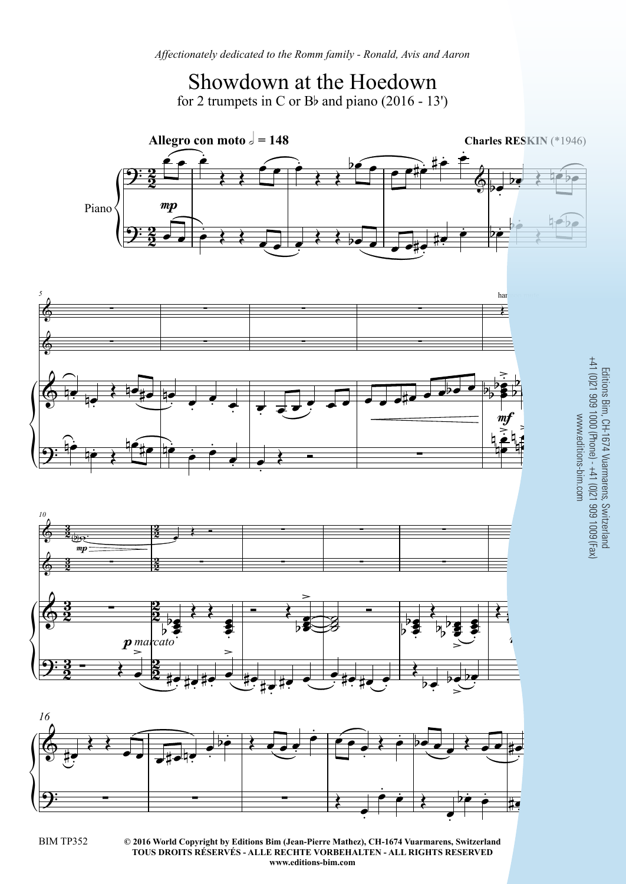*Affectionately dedicated to the Romm family - Ronald, Avis and Aaron*

# Showdown at the Hoedown

for 2 trumpets in C or B♭ and piano (2016 - 13')

**Allegro con moto** 𝅗𝅥 = 148

**Charles RESKIN** (*1946)

Editions Bim, CH-1674 Vuarmarens, Switzerland
+41 (0)21 909 1000 (Phone) - +41 (0)21 909 1009 (Fax)
www.editions-bim.com

BIM TP352

**© 2016 World Copyright by Editions Bim (Jean-Pierre Mathez), CH-1674 Vuarmarens, Switzerland**
**TOUS DROITS RÉSERVÉS - ALLE RECHTE VORBEHALTEN - ALL RIGHTS RESERVED**
**www.editions-bim.com**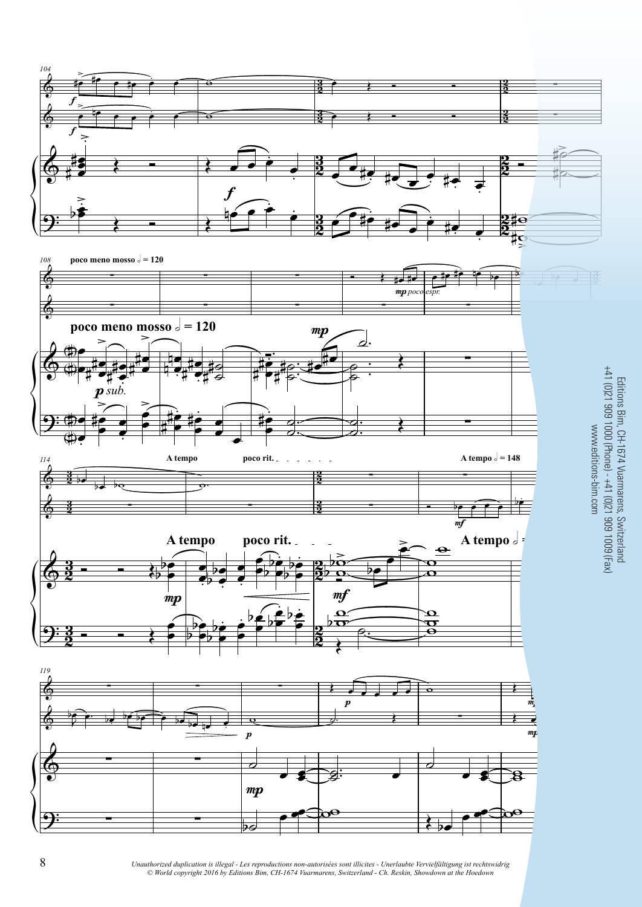poco meno mosso 𝅗𝅥 = 120

A tempo

poco rit.

A tempo 𝅗𝅥 = 148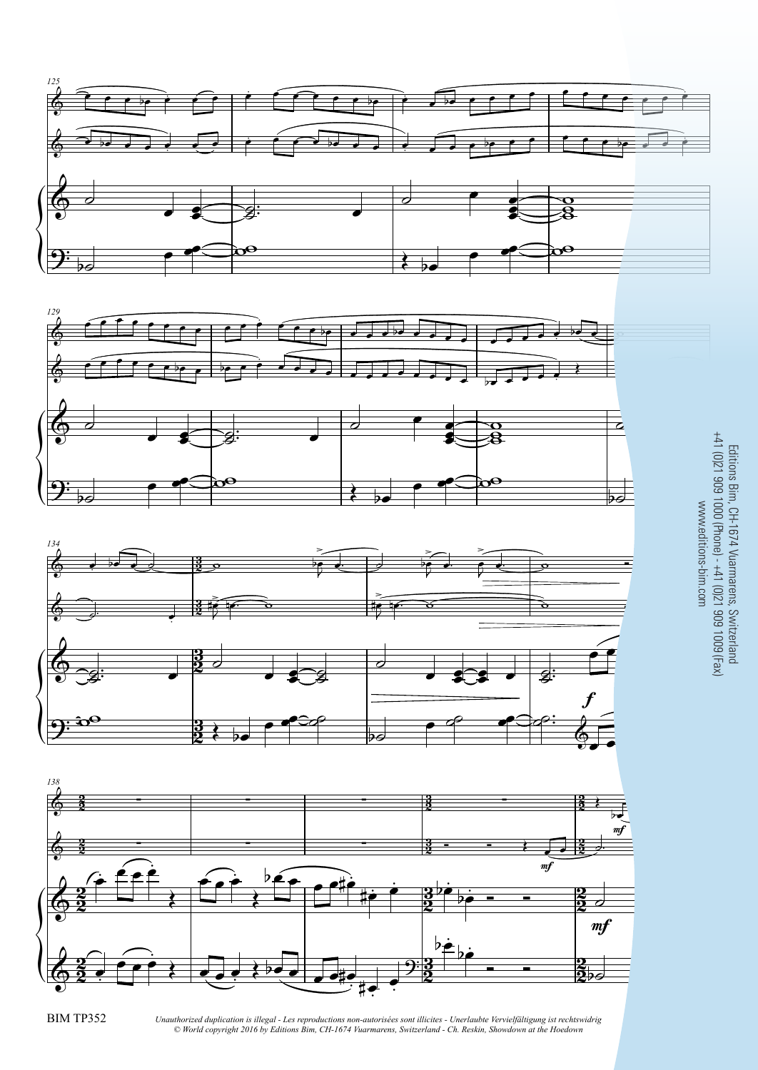Editions Bim, CH-1674 Vuarmarens, Switzerland
+41 (0)21 909 1000 (Phone) - +41 (0)21 909 1009 (Fax)
www.editions-bim.com

BIM TP352

*Unauthorized duplication is illegal - Les reproductions non-autorisées sont illicites - Unerlaubte Vervielfältigung ist rechtswidrig*
*© World copyright 2016 by Editions Bim, CH-1674 Vuarmarens, Switzerland - Ch. Reskin, Showdown at the Hoedown*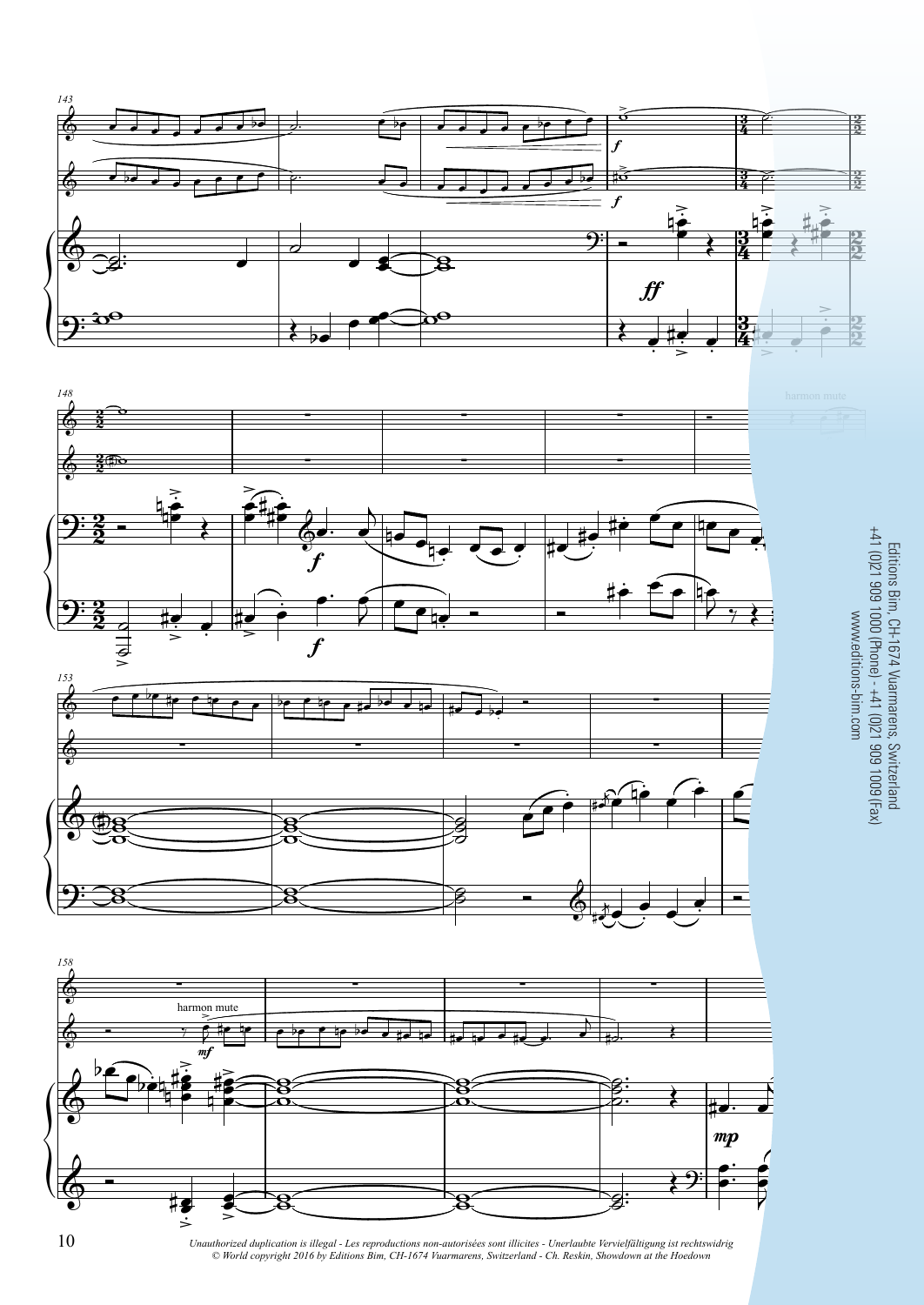Editions Bim, CH-1674 Vuarmarens, Switzerland
+41 (0)21 909 1000 (Phone) - +41 (0)21 909 1009 (Fax)
www.editions-bim.com

*Unauthorized duplication is illegal - Les reproductions non-autorisées sont illicites - Unerlaubte Vervielfältigung ist rechtswidrig*
*© World copyright 2016 by Editions Bim, CH-1674 Vuarmarens, Switzerland - Ch. Reskin, Showdown at the Hoedown*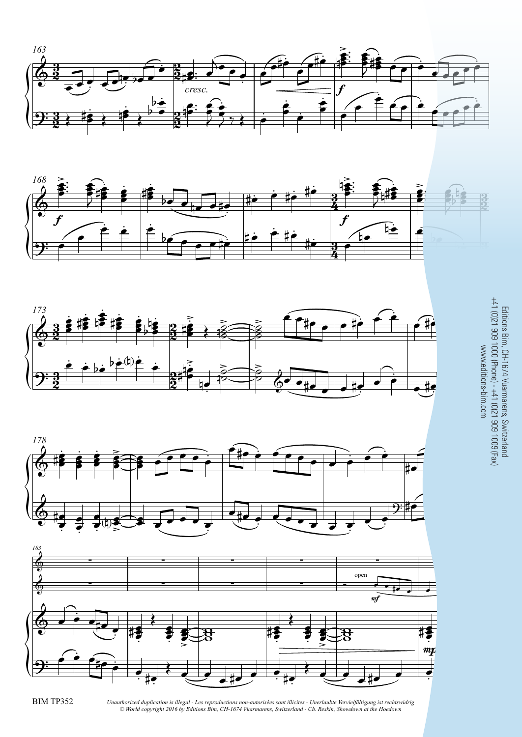163

*cresc.*

*f*

168

*f*

*f*

173

178

183

open

*mf*

*mp*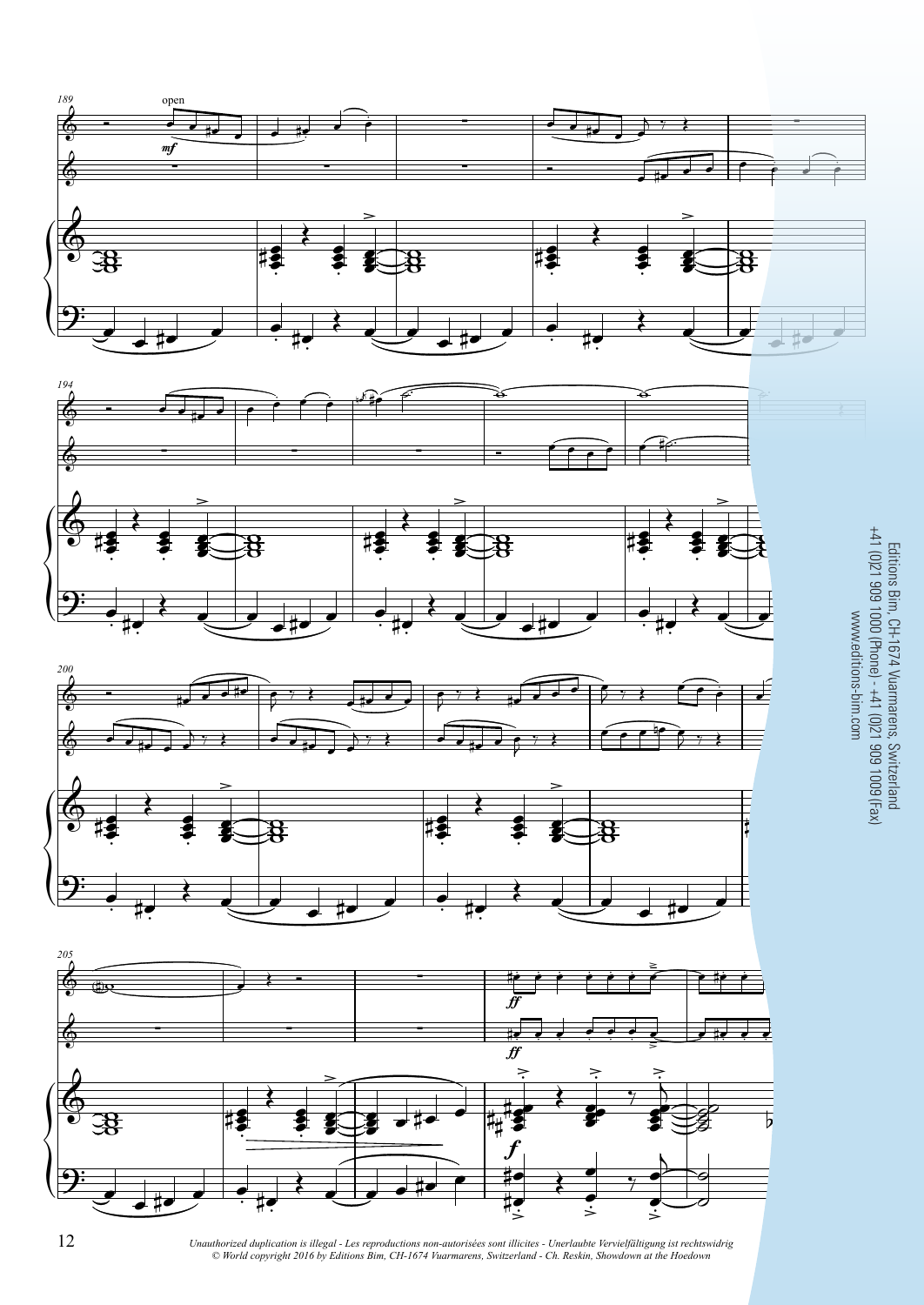Editions Bim, CH-1674 Vuarmarens, Switzerland
+41 (0)21 909 1000 (Phone) - +41 (0)21 909 1009 (Fax)
www.editions-bim.com

*Unauthorized duplication is illegal - Les reproductions non-autorisées sont illicites - Unerlaubte Vervielfältigung ist rechtswidrig*
*© World copyright 2016 by Editions Bim, CH-1674 Vuarmarens, Switzerland - Ch. Reskin, Showdown at the Hoedown*